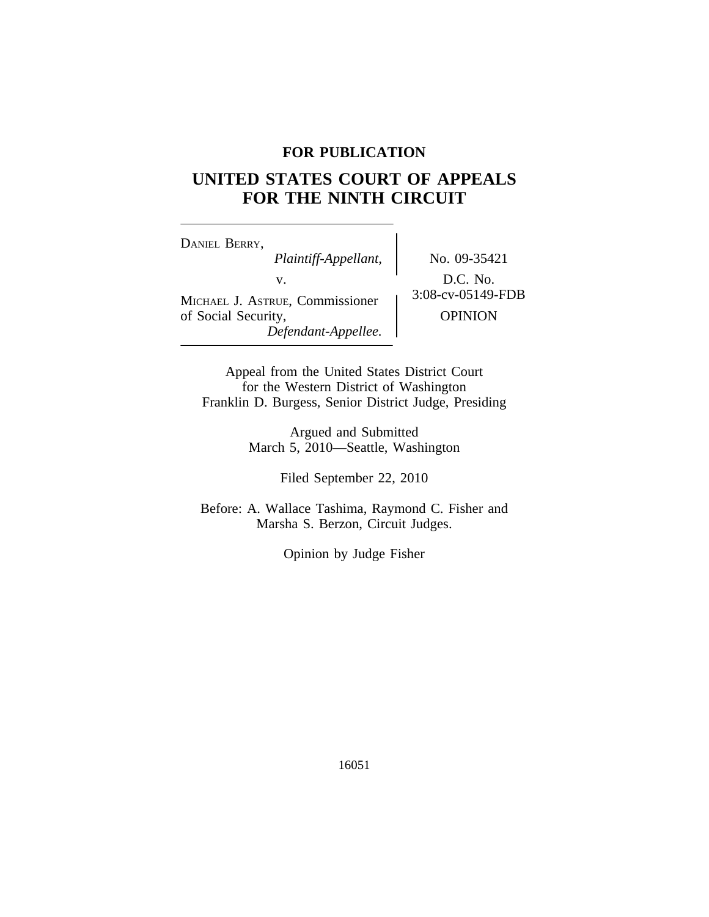**FOR PUBLICATION**

# UNITED STATES COURT OF APPEALS FOR THE NINTH CIRCUIT

DANIEL BERRY,
*Plaintiff-Appellant,*

v.

MICHAEL J. ASTRUE, Commissioner of Social Security,
*Defendant-Appellee.*

No. 09-35421

D.C. No. 3:08-cv-05149-FDB

OPINION

Appeal from the United States District Court
for the Western District of Washington
Franklin D. Burgess, Senior District Judge, Presiding

Argued and Submitted
March 5, 2010—Seattle, Washington

Filed September 22, 2010

Before: A. Wallace Tashima, Raymond C. Fisher and
Marsha S. Berzon, Circuit Judges.

Opinion by Judge Fisher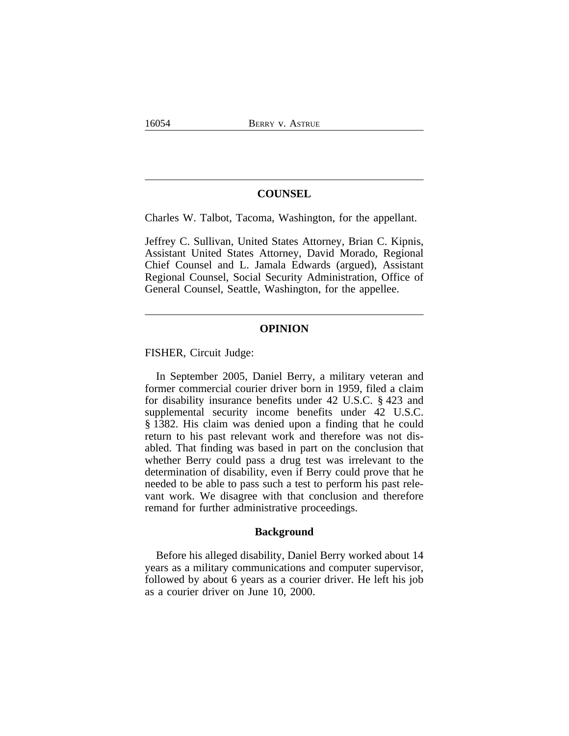## COUNSEL

Charles W. Talbot, Tacoma, Washington, for the appellant.

Jeffrey C. Sullivan, United States Attorney, Brian C. Kipnis, Assistant United States Attorney, David Morado, Regional Chief Counsel and L. Jamala Edwards (argued), Assistant Regional Counsel, Social Security Administration, Office of General Counsel, Seattle, Washington, for the appellee.

## OPINION

FISHER, Circuit Judge:

In September 2005, Daniel Berry, a military veteran and former commercial courier driver born in 1959, filed a claim for disability insurance benefits under 42 U.S.C. § 423 and supplemental security income benefits under 42 U.S.C. § 1382. His claim was denied upon a finding that he could return to his past relevant work and therefore was not disabled. That finding was based in part on the conclusion that whether Berry could pass a drug test was irrelevant to the determination of disability, even if Berry could prove that he needed to be able to pass such a test to perform his past relevant work. We disagree with that conclusion and therefore remand for further administrative proceedings.

### Background

Before his alleged disability, Daniel Berry worked about 14 years as a military communications and computer supervisor, followed by about 6 years as a courier driver. He left his job as a courier driver on June 10, 2000.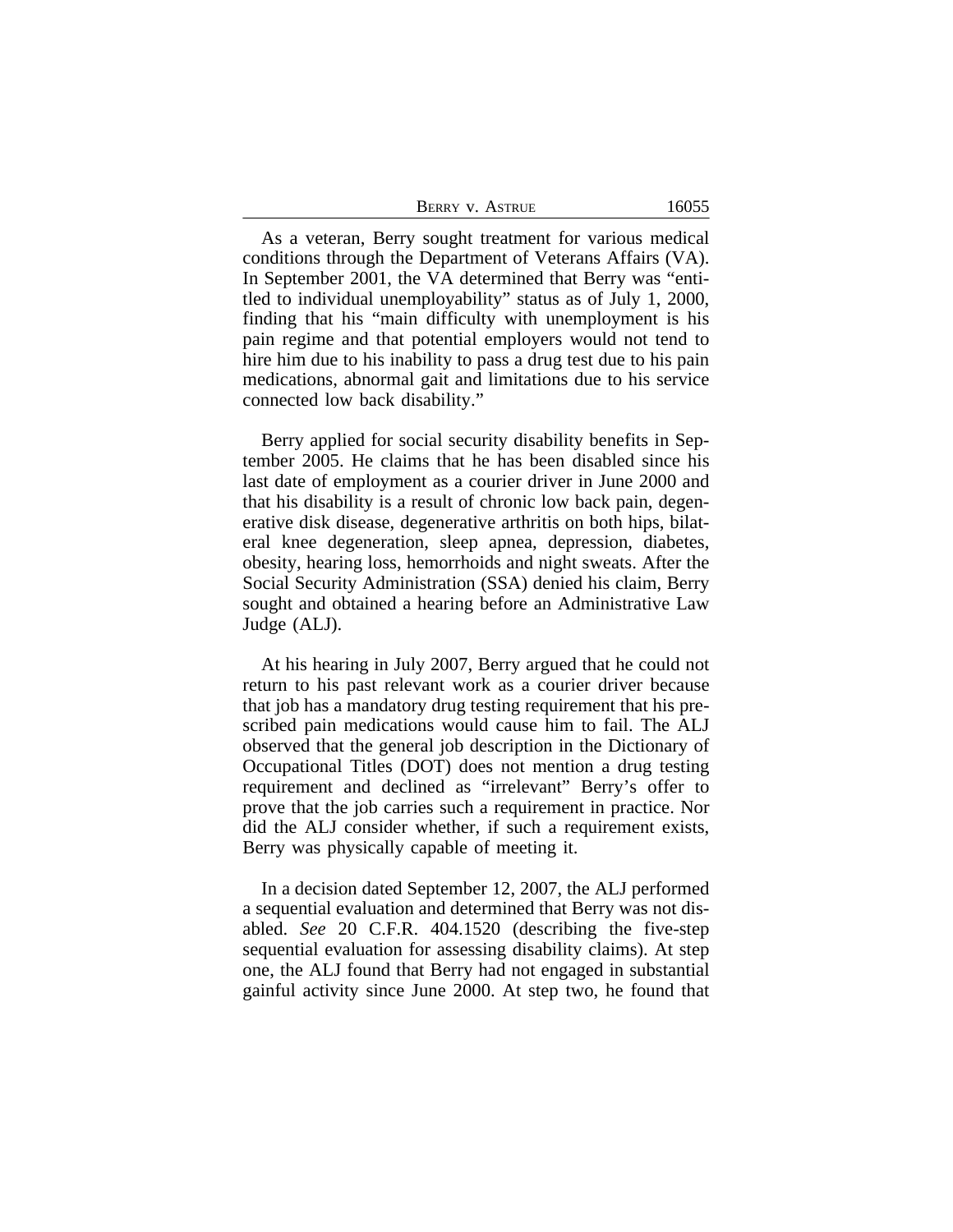As a veteran, Berry sought treatment for various medical conditions through the Department of Veterans Affairs (VA). In September 2001, the VA determined that Berry was "entitled to individual unemployability" status as of July 1, 2000, finding that his "main difficulty with unemployment is his pain regime and that potential employers would not tend to hire him due to his inability to pass a drug test due to his pain medications, abnormal gait and limitations due to his service connected low back disability."

Berry applied for social security disability benefits in September 2005. He claims that he has been disabled since his last date of employment as a courier driver in June 2000 and that his disability is a result of chronic low back pain, degenerative disk disease, degenerative arthritis on both hips, bilateral knee degeneration, sleep apnea, depression, diabetes, obesity, hearing loss, hemorrhoids and night sweats. After the Social Security Administration (SSA) denied his claim, Berry sought and obtained a hearing before an Administrative Law Judge (ALJ).

At his hearing in July 2007, Berry argued that he could not return to his past relevant work as a courier driver because that job has a mandatory drug testing requirement that his prescribed pain medications would cause him to fail. The ALJ observed that the general job description in the Dictionary of Occupational Titles (DOT) does not mention a drug testing requirement and declined as "irrelevant" Berry's offer to prove that the job carries such a requirement in practice. Nor did the ALJ consider whether, if such a requirement exists, Berry was physically capable of meeting it.

In a decision dated September 12, 2007, the ALJ performed a sequential evaluation and determined that Berry was not disabled. *See* 20 C.F.R. 404.1520 (describing the five-step sequential evaluation for assessing disability claims). At step one, the ALJ found that Berry had not engaged in substantial gainful activity since June 2000. At step two, he found that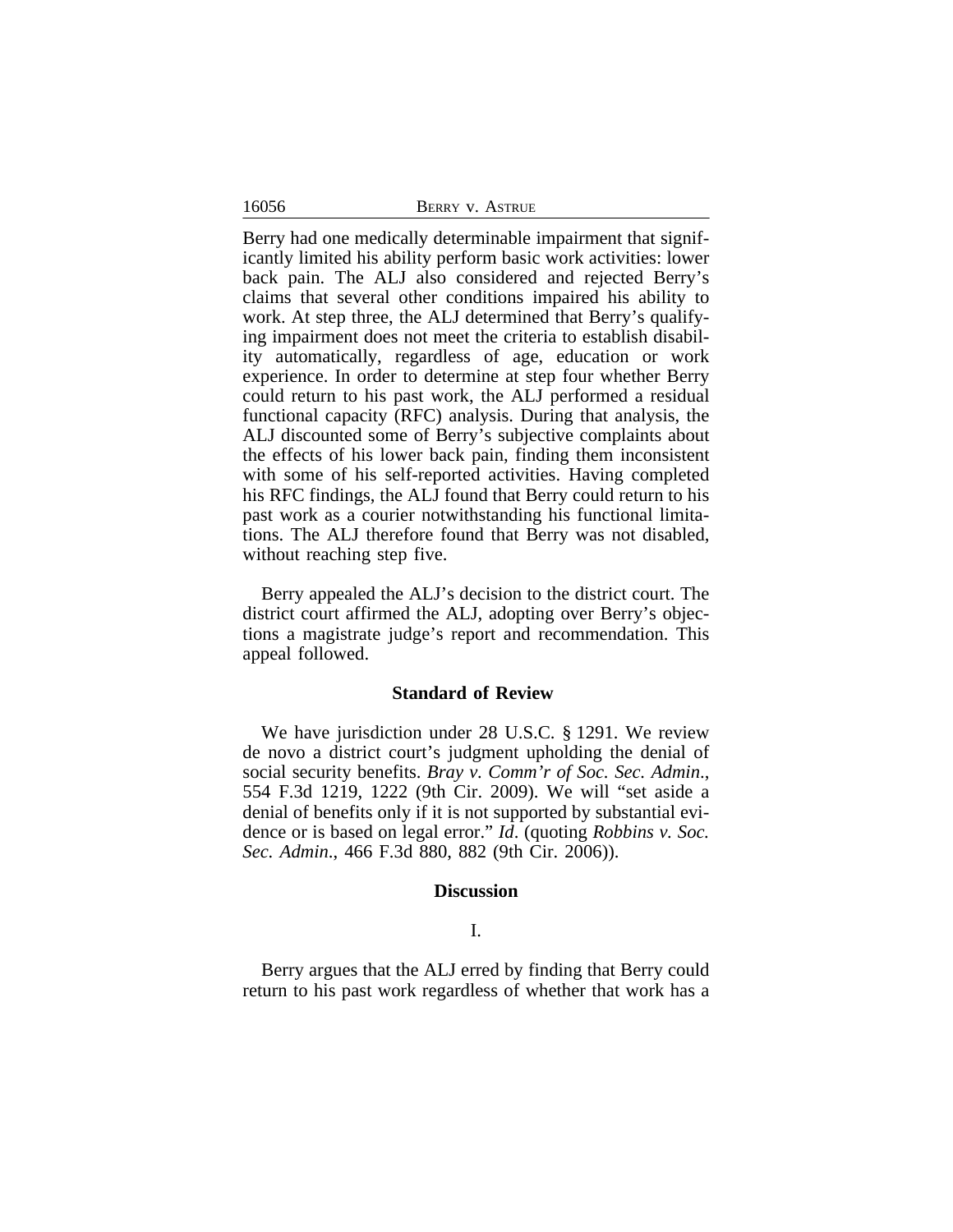Berry had one medically determinable impairment that significantly limited his ability perform basic work activities: lower back pain. The ALJ also considered and rejected Berry's claims that several other conditions impaired his ability to work. At step three, the ALJ determined that Berry's qualifying impairment does not meet the criteria to establish disability automatically, regardless of age, education or work experience. In order to determine at step four whether Berry could return to his past work, the ALJ performed a residual functional capacity (RFC) analysis. During that analysis, the ALJ discounted some of Berry's subjective complaints about the effects of his lower back pain, finding them inconsistent with some of his self-reported activities. Having completed his RFC findings, the ALJ found that Berry could return to his past work as a courier notwithstanding his functional limitations. The ALJ therefore found that Berry was not disabled, without reaching step five.

Berry appealed the ALJ's decision to the district court. The district court affirmed the ALJ, adopting over Berry's objections a magistrate judge's report and recommendation. This appeal followed.

## Standard of Review

We have jurisdiction under 28 U.S.C. § 1291. We review de novo a district court's judgment upholding the denial of social security benefits. *Bray v. Comm'r of Soc. Sec. Admin.*, 554 F.3d 1219, 1222 (9th Cir. 2009). We will "set aside a denial of benefits only if it is not supported by substantial evidence or is based on legal error." *Id*. (quoting *Robbins v. Soc. Sec. Admin.*, 466 F.3d 880, 882 (9th Cir. 2006)).

## Discussion

### I.

Berry argues that the ALJ erred by finding that Berry could return to his past work regardless of whether that work has a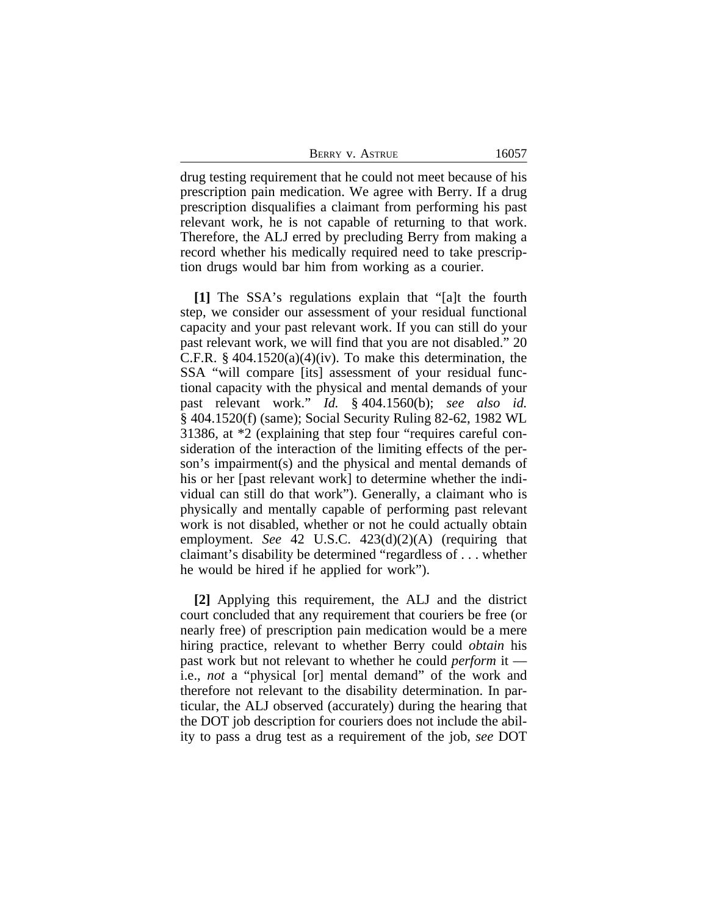drug testing requirement that he could not meet because of his prescription pain medication. We agree with Berry. If a drug prescription disqualifies a claimant from performing his past relevant work, he is not capable of returning to that work. Therefore, the ALJ erred by precluding Berry from making a record whether his medically required need to take prescription drugs would bar him from working as a courier.

**[1]** The SSA's regulations explain that "[a]t the fourth step, we consider our assessment of your residual functional capacity and your past relevant work. If you can still do your past relevant work, we will find that you are not disabled." 20 C.F.R. § 404.1520(a)(4)(iv). To make this determination, the SSA "will compare [its] assessment of your residual functional capacity with the physical and mental demands of your past relevant work." *Id.* § 404.1560(b); *see also id.* § 404.1520(f) (same); Social Security Ruling 82-62, 1982 WL 31386, at *2 (explaining that step four "requires careful consideration of the interaction of the limiting effects of the person's impairment(s) and the physical and mental demands of his or her [past relevant work] to determine whether the individual can still do that work"). Generally, a claimant who is physically and mentally capable of performing past relevant work is not disabled, whether or not he could actually obtain employment. *See* 42 U.S.C. 423(d)(2)(A) (requiring that claimant's disability be determined "regardless of . . . whether he would be hired if he applied for work").

**[2]** Applying this requirement, the ALJ and the district court concluded that any requirement that couriers be free (or nearly free) of prescription pain medication would be a mere hiring practice, relevant to whether Berry could *obtain* his past work but not relevant to whether he could *perform* it — i.e., *not* a "physical [or] mental demand" of the work and therefore not relevant to the disability determination. In particular, the ALJ observed (accurately) during the hearing that the DOT job description for couriers does not include the ability to pass a drug test as a requirement of the job, *see* DOT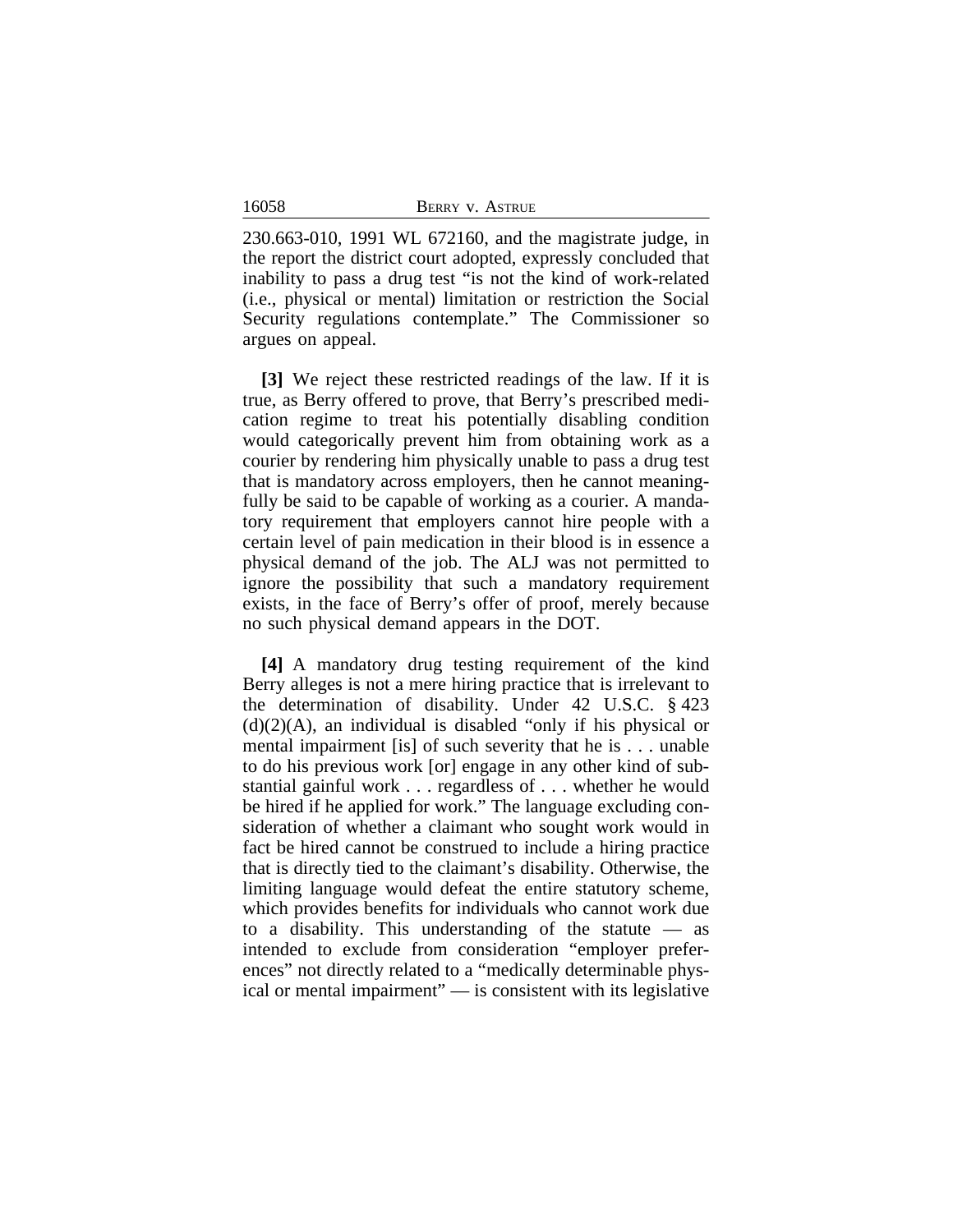230.663-010, 1991 WL 672160, and the magistrate judge, in the report the district court adopted, expressly concluded that inability to pass a drug test "is not the kind of work-related (i.e., physical or mental) limitation or restriction the Social Security regulations contemplate." The Commissioner so argues on appeal.

**[3]** We reject these restricted readings of the law. If it is true, as Berry offered to prove, that Berry's prescribed medication regime to treat his potentially disabling condition would categorically prevent him from obtaining work as a courier by rendering him physically unable to pass a drug test that is mandatory across employers, then he cannot meaningfully be said to be capable of working as a courier. A mandatory requirement that employers cannot hire people with a certain level of pain medication in their blood is in essence a physical demand of the job. The ALJ was not permitted to ignore the possibility that such a mandatory requirement exists, in the face of Berry's offer of proof, merely because no such physical demand appears in the DOT.

**[4]** A mandatory drug testing requirement of the kind Berry alleges is not a mere hiring practice that is irrelevant to the determination of disability. Under 42 U.S.C. § 423 (d)(2)(A), an individual is disabled "only if his physical or mental impairment [is] of such severity that he is . . . unable to do his previous work [or] engage in any other kind of substantial gainful work . . . regardless of . . . whether he would be hired if he applied for work." The language excluding consideration of whether a claimant who sought work would in fact be hired cannot be construed to include a hiring practice that is directly tied to the claimant's disability. Otherwise, the limiting language would defeat the entire statutory scheme, which provides benefits for individuals who cannot work due to a disability. This understanding of the statute — as intended to exclude from consideration "employer preferences" not directly related to a "medically determinable physical or mental impairment" — is consistent with its legislative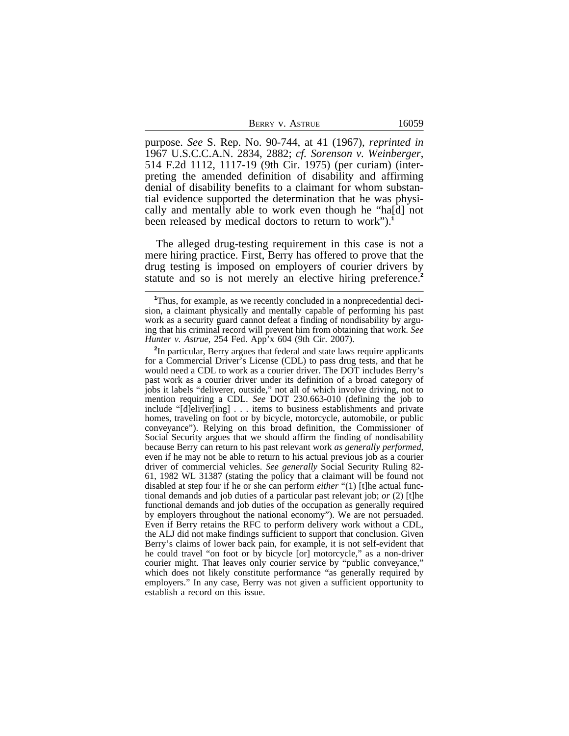purpose. *See* S. Rep. No. 90-744, at 41 (1967), *reprinted in* 1967 U.S.C.C.A.N. 2834, 2882; *cf. Sorenson v. Weinberger*, 514 F.2d 1112, 1117-19 (9th Cir. 1975) (per curiam) (interpreting the amended definition of disability and affirming denial of disability benefits to a claimant for whom substantial evidence supported the determination that he was physically and mentally able to work even though he "ha[d] not been released by medical doctors to return to work").[1]

The alleged drug-testing requirement in this case is not a mere hiring practice. First, Berry has offered to prove that the drug testing is imposed on employers of courier drivers by statute and so is not merely an elective hiring preference.[2]

---

[1]Thus, for example, as we recently concluded in a nonprecedential decision, a claimant physically and mentally capable of performing his past work as a security guard cannot defeat a finding of nondisability by arguing that his criminal record will prevent him from obtaining that work. *See Hunter v. Astrue*, 254 Fed. App'x 604 (9th Cir. 2007).

[2]In particular, Berry argues that federal and state laws require applicants for a Commercial Driver's License (CDL) to pass drug tests, and that he would need a CDL to work as a courier driver. The DOT includes Berry's past work as a courier driver under its definition of a broad category of jobs it labels "deliverer, outside," not all of which involve driving, not to mention requiring a CDL. *See* DOT 230.663-010 (defining the job to include "[d]eliver[ing] . . . items to business establishments and private homes, traveling on foot or by bicycle, motorcycle, automobile, or public conveyance"). Relying on this broad definition, the Commissioner of Social Security argues that we should affirm the finding of nondisability because Berry can return to his past relevant work *as generally performed*, even if he may not be able to return to his actual previous job as a courier driver of commercial vehicles. *See generally* Social Security Ruling 82-61, 1982 WL 31387 (stating the policy that a claimant will be found not disabled at step four if he or she can perform *either* "(1) [t]he actual functional demands and job duties of a particular past relevant job; *or* (2) [t]he functional demands and job duties of the occupation as generally required by employers throughout the national economy"). We are not persuaded. Even if Berry retains the RFC to perform delivery work without a CDL, the ALJ did not make findings sufficient to support that conclusion. Given Berry's claims of lower back pain, for example, it is not self-evident that he could travel "on foot or by bicycle [or] motorcycle," as a non-driver courier might. That leaves only courier service by "public conveyance," which does not likely constitute performance "as generally required by employers." In any case, Berry was not given a sufficient opportunity to establish a record on this issue.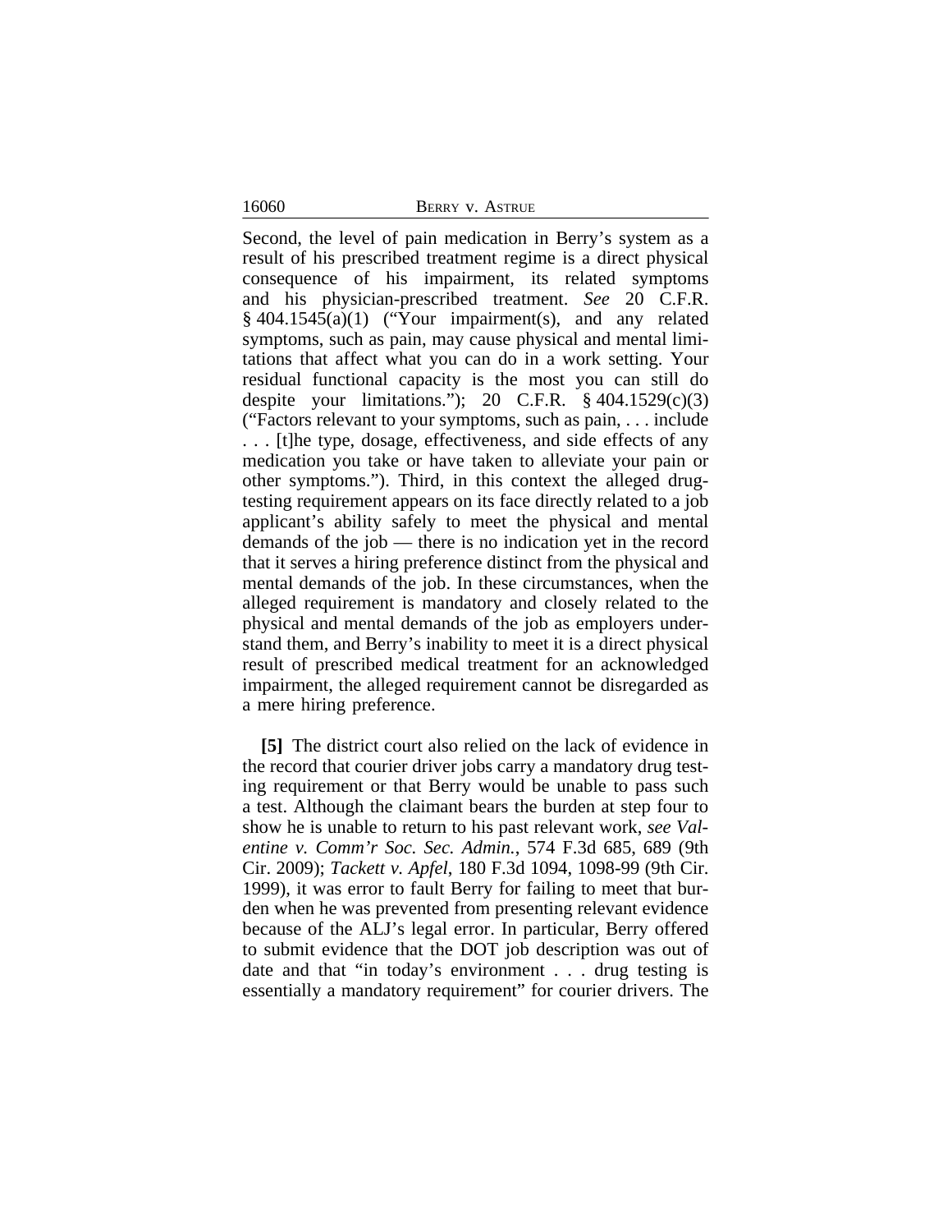Second, the level of pain medication in Berry's system as a result of his prescribed treatment regime is a direct physical consequence of his impairment, its related symptoms and his physician-prescribed treatment. *See* 20 C.F.R. § 404.1545(a)(1) ("Your impairment(s), and any related symptoms, such as pain, may cause physical and mental limitations that affect what you can do in a work setting. Your residual functional capacity is the most you can still do despite your limitations."); 20 C.F.R. § 404.1529(c)(3) ("Factors relevant to your symptoms, such as pain, . . . include . . . [t]he type, dosage, effectiveness, and side effects of any medication you take or have taken to alleviate your pain or other symptoms."). Third, in this context the alleged drug-testing requirement appears on its face directly related to a job applicant's ability safely to meet the physical and mental demands of the job — there is no indication yet in the record that it serves a hiring preference distinct from the physical and mental demands of the job. In these circumstances, when the alleged requirement is mandatory and closely related to the physical and mental demands of the job as employers understand them, and Berry's inability to meet it is a direct physical result of prescribed medical treatment for an acknowledged impairment, the alleged requirement cannot be disregarded as a mere hiring preference.

**[5]** The district court also relied on the lack of evidence in the record that courier driver jobs carry a mandatory drug testing requirement or that Berry would be unable to pass such a test. Although the claimant bears the burden at step four to show he is unable to return to his past relevant work, *see Valentine v. Comm'r Soc. Sec. Admin.*, 574 F.3d 685, 689 (9th Cir. 2009); *Tackett v. Apfel*, 180 F.3d 1094, 1098-99 (9th Cir. 1999), it was error to fault Berry for failing to meet that burden when he was prevented from presenting relevant evidence because of the ALJ's legal error. In particular, Berry offered to submit evidence that the DOT job description was out of date and that "in today's environment . . . drug testing is essentially a mandatory requirement" for courier drivers. The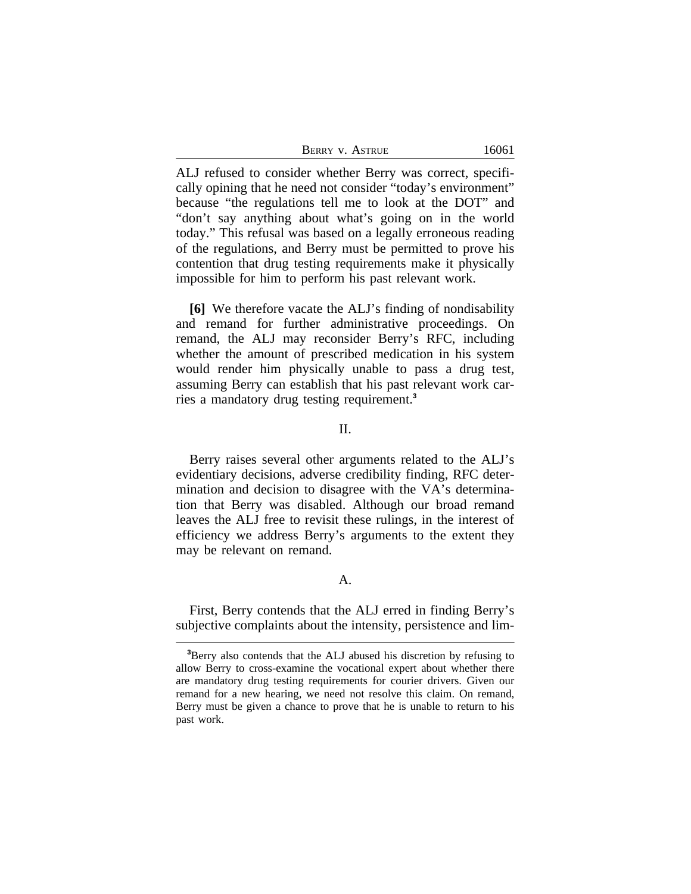ALJ refused to consider whether Berry was correct, specifically opining that he need not consider "today's environment" because "the regulations tell me to look at the DOT" and "don't say anything about what's going on in the world today." This refusal was based on a legally erroneous reading of the regulations, and Berry must be permitted to prove his contention that drug testing requirements make it physically impossible for him to perform his past relevant work.

**[6]** We therefore vacate the ALJ's finding of nondisability and remand for further administrative proceedings. On remand, the ALJ may reconsider Berry's RFC, including whether the amount of prescribed medication in his system would render him physically unable to pass a drug test, assuming Berry can establish that his past relevant work carries a mandatory drug testing requirement.[3]

II.

Berry raises several other arguments related to the ALJ's evidentiary decisions, adverse credibility finding, RFC determination and decision to disagree with the VA's determination that Berry was disabled. Although our broad remand leaves the ALJ free to revisit these rulings, in the interest of efficiency we address Berry's arguments to the extent they may be relevant on remand.

A.

First, Berry contends that the ALJ erred in finding Berry's subjective complaints about the intensity, persistence and lim-

---

[3]Berry also contends that the ALJ abused his discretion by refusing to allow Berry to cross-examine the vocational expert about whether there are mandatory drug testing requirements for courier drivers. Given our remand for a new hearing, we need not resolve this claim. On remand, Berry must be given a chance to prove that he is unable to return to his past work.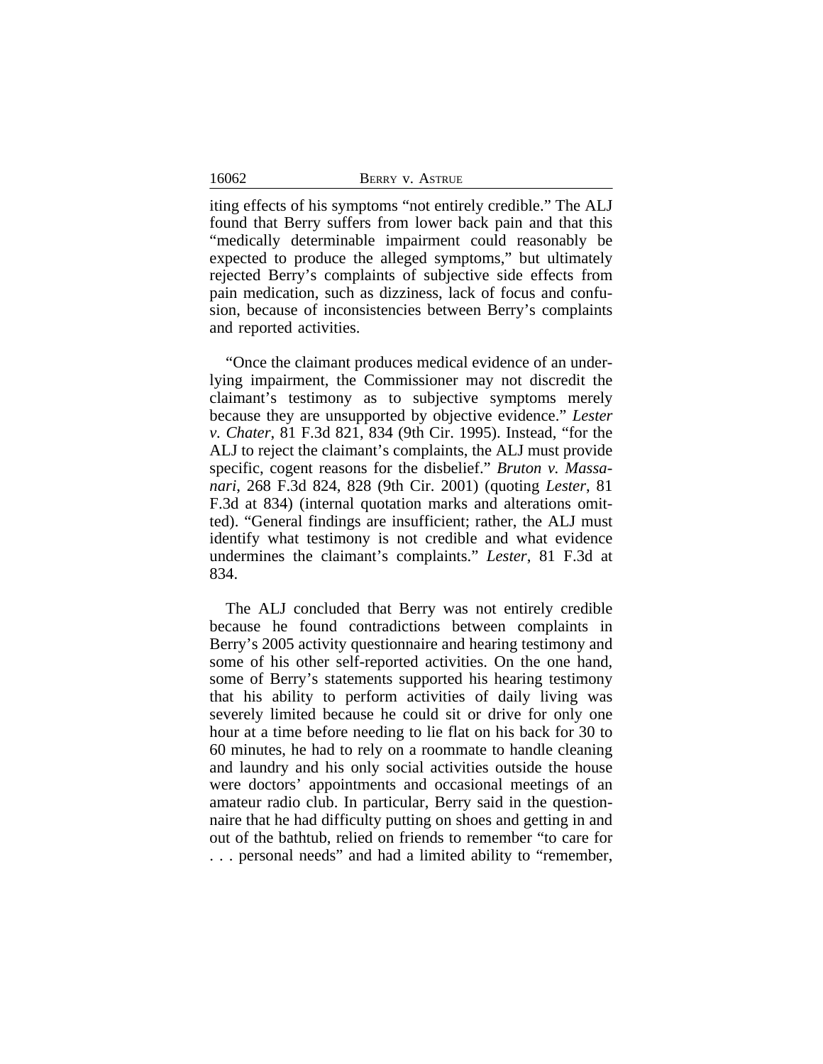iting effects of his symptoms "not entirely credible." The ALJ found that Berry suffers from lower back pain and that this "medically determinable impairment could reasonably be expected to produce the alleged symptoms," but ultimately rejected Berry's complaints of subjective side effects from pain medication, such as dizziness, lack of focus and confusion, because of inconsistencies between Berry's complaints and reported activities.

"Once the claimant produces medical evidence of an underlying impairment, the Commissioner may not discredit the claimant's testimony as to subjective symptoms merely because they are unsupported by objective evidence." *Lester v. Chater*, 81 F.3d 821, 834 (9th Cir. 1995). Instead, "for the ALJ to reject the claimant's complaints, the ALJ must provide specific, cogent reasons for the disbelief." *Bruton v. Massanari*, 268 F.3d 824, 828 (9th Cir. 2001) (quoting *Lester*, 81 F.3d at 834) (internal quotation marks and alterations omitted). "General findings are insufficient; rather, the ALJ must identify what testimony is not credible and what evidence undermines the claimant's complaints." *Lester*, 81 F.3d at 834.

The ALJ concluded that Berry was not entirely credible because he found contradictions between complaints in Berry's 2005 activity questionnaire and hearing testimony and some of his other self-reported activities. On the one hand, some of Berry's statements supported his hearing testimony that his ability to perform activities of daily living was severely limited because he could sit or drive for only one hour at a time before needing to lie flat on his back for 30 to 60 minutes, he had to rely on a roommate to handle cleaning and laundry and his only social activities outside the house were doctors' appointments and occasional meetings of an amateur radio club. In particular, Berry said in the questionnaire that he had difficulty putting on shoes and getting in and out of the bathtub, relied on friends to remember "to care for . . . personal needs" and had a limited ability to "remember,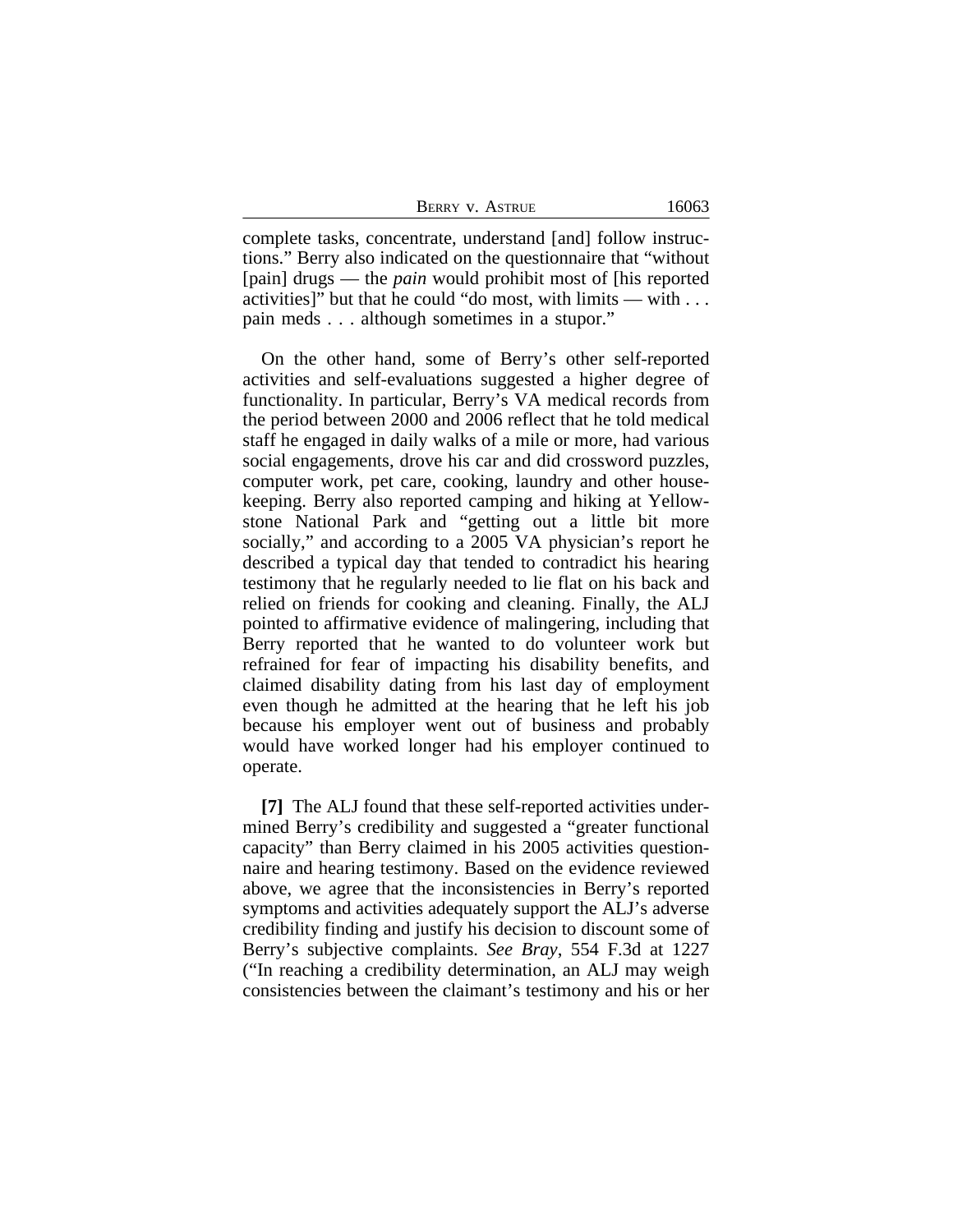complete tasks, concentrate, understand [and] follow instructions." Berry also indicated on the questionnaire that "without [pain] drugs — the *pain* would prohibit most of [his reported activities]" but that he could "do most, with limits — with . . . pain meds . . . although sometimes in a stupor."

On the other hand, some of Berry's other self-reported activities and self-evaluations suggested a higher degree of functionality. In particular, Berry's VA medical records from the period between 2000 and 2006 reflect that he told medical staff he engaged in daily walks of a mile or more, had various social engagements, drove his car and did crossword puzzles, computer work, pet care, cooking, laundry and other housekeeping. Berry also reported camping and hiking at Yellowstone National Park and "getting out a little bit more socially," and according to a 2005 VA physician's report he described a typical day that tended to contradict his hearing testimony that he regularly needed to lie flat on his back and relied on friends for cooking and cleaning. Finally, the ALJ pointed to affirmative evidence of malingering, including that Berry reported that he wanted to do volunteer work but refrained for fear of impacting his disability benefits, and claimed disability dating from his last day of employment even though he admitted at the hearing that he left his job because his employer went out of business and probably would have worked longer had his employer continued to operate.

**[7]** The ALJ found that these self-reported activities undermined Berry's credibility and suggested a "greater functional capacity" than Berry claimed in his 2005 activities questionnaire and hearing testimony. Based on the evidence reviewed above, we agree that the inconsistencies in Berry's reported symptoms and activities adequately support the ALJ's adverse credibility finding and justify his decision to discount some of Berry's subjective complaints. *See Bray*, 554 F.3d at 1227 ("In reaching a credibility determination, an ALJ may weigh consistencies between the claimant's testimony and his or her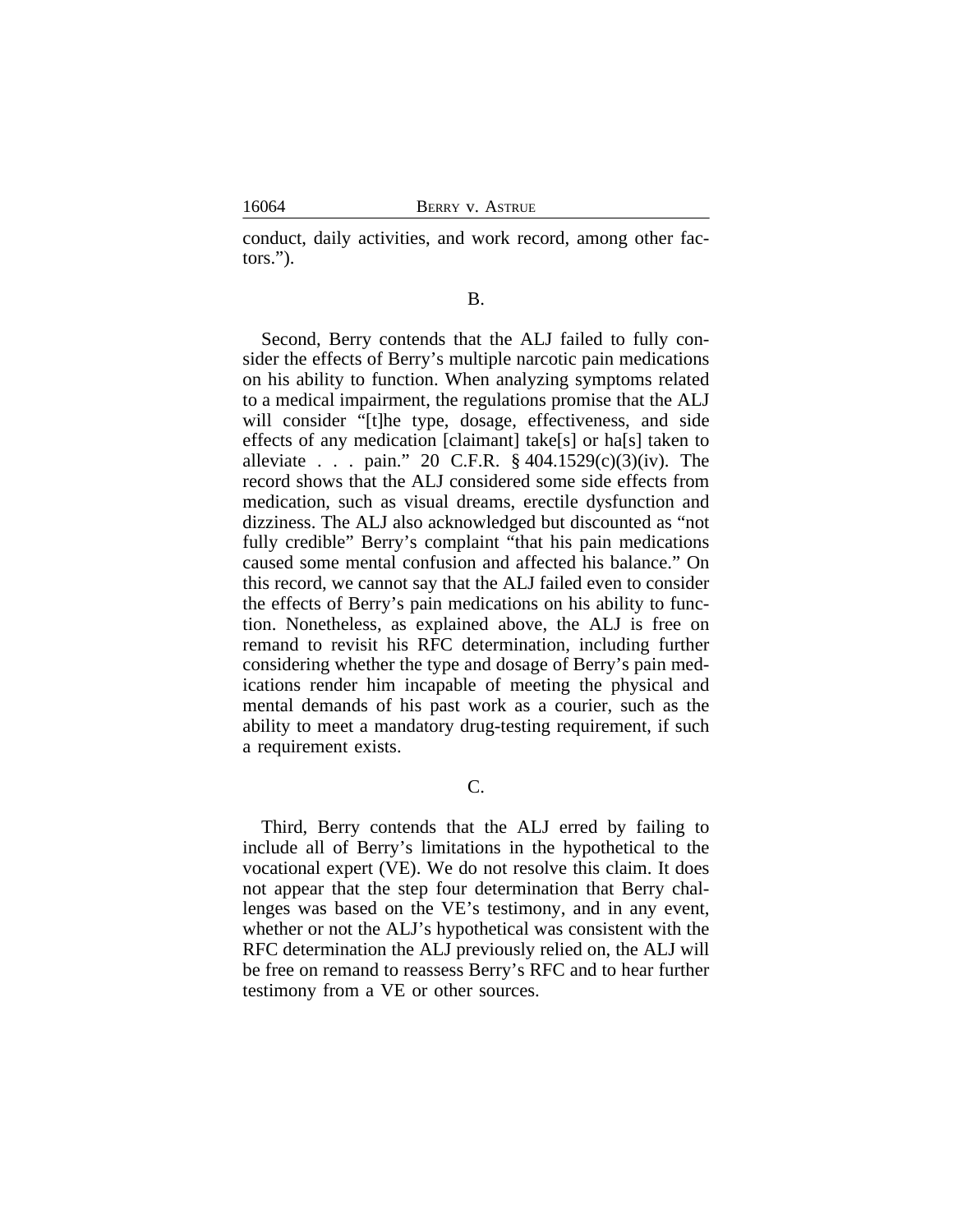conduct, daily activities, and work record, among other factors.").

B.

Second, Berry contends that the ALJ failed to fully consider the effects of Berry's multiple narcotic pain medications on his ability to function. When analyzing symptoms related to a medical impairment, the regulations promise that the ALJ will consider "[t]he type, dosage, effectiveness, and side effects of any medication [claimant] take[s] or ha[s] taken to alleviate . . . pain." 20 C.F.R. § 404.1529(c)(3)(iv). The record shows that the ALJ considered some side effects from medication, such as visual dreams, erectile dysfunction and dizziness. The ALJ also acknowledged but discounted as "not fully credible" Berry's complaint "that his pain medications caused some mental confusion and affected his balance." On this record, we cannot say that the ALJ failed even to consider the effects of Berry's pain medications on his ability to function. Nonetheless, as explained above, the ALJ is free on remand to revisit his RFC determination, including further considering whether the type and dosage of Berry's pain medications render him incapable of meeting the physical and mental demands of his past work as a courier, such as the ability to meet a mandatory drug-testing requirement, if such a requirement exists.

C.

Third, Berry contends that the ALJ erred by failing to include all of Berry's limitations in the hypothetical to the vocational expert (VE). We do not resolve this claim. It does not appear that the step four determination that Berry challenges was based on the VE's testimony, and in any event, whether or not the ALJ's hypothetical was consistent with the RFC determination the ALJ previously relied on, the ALJ will be free on remand to reassess Berry's RFC and to hear further testimony from a VE or other sources.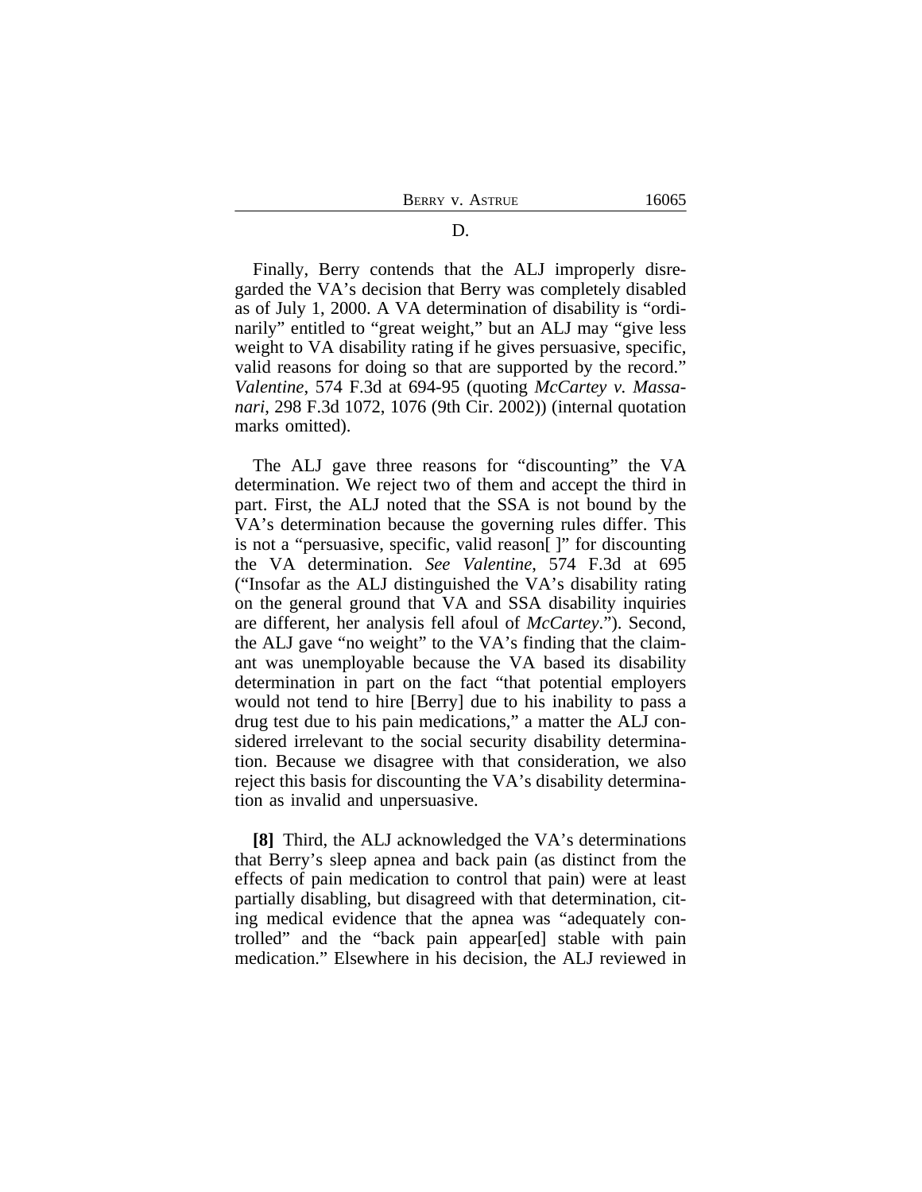### D.

Finally, Berry contends that the ALJ improperly disregarded the VA's decision that Berry was completely disabled as of July 1, 2000. A VA determination of disability is "ordinarily" entitled to "great weight," but an ALJ may "give less weight to VA disability rating if he gives persuasive, specific, valid reasons for doing so that are supported by the record." *Valentine*, 574 F.3d at 694-95 (quoting *McCartey v. Massanari*, 298 F.3d 1072, 1076 (9th Cir. 2002)) (internal quotation marks omitted).

The ALJ gave three reasons for "discounting" the VA determination. We reject two of them and accept the third in part. First, the ALJ noted that the SSA is not bound by the VA's determination because the governing rules differ. This is not a "persuasive, specific, valid reason[ ]" for discounting the VA determination. *See Valentine*, 574 F.3d at 695 ("Insofar as the ALJ distinguished the VA's disability rating on the general ground that VA and SSA disability inquiries are different, her analysis fell afoul of *McCartey*."). Second, the ALJ gave "no weight" to the VA's finding that the claimant was unemployable because the VA based its disability determination in part on the fact "that potential employers would not tend to hire [Berry] due to his inability to pass a drug test due to his pain medications," a matter the ALJ considered irrelevant to the social security disability determination. Because we disagree with that consideration, we also reject this basis for discounting the VA's disability determination as invalid and unpersuasive.

**[8]** Third, the ALJ acknowledged the VA's determinations that Berry's sleep apnea and back pain (as distinct from the effects of pain medication to control that pain) were at least partially disabling, but disagreed with that determination, citing medical evidence that the apnea was "adequately controlled" and the "back pain appear[ed] stable with pain medication." Elsewhere in his decision, the ALJ reviewed in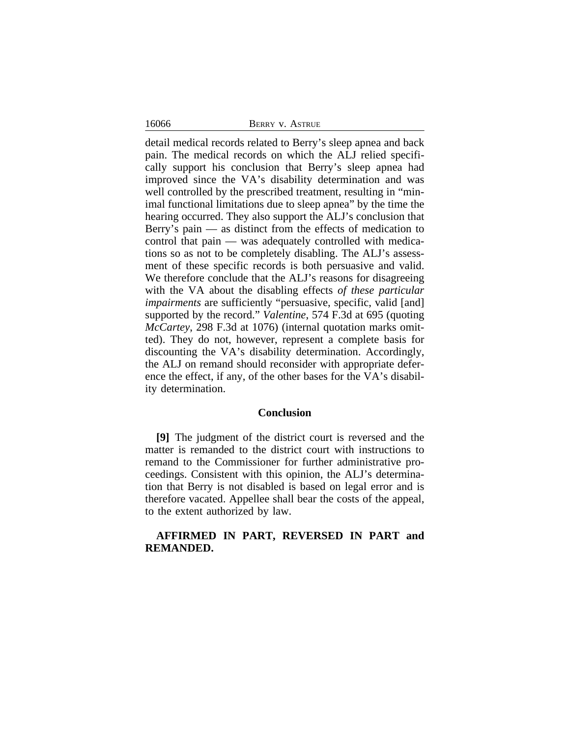detail medical records related to Berry's sleep apnea and back pain. The medical records on which the ALJ relied specifically support his conclusion that Berry's sleep apnea had improved since the VA's disability determination and was well controlled by the prescribed treatment, resulting in "minimal functional limitations due to sleep apnea" by the time the hearing occurred. They also support the ALJ's conclusion that Berry's pain — as distinct from the effects of medication to control that pain — was adequately controlled with medications so as not to be completely disabling. The ALJ's assessment of these specific records is both persuasive and valid. We therefore conclude that the ALJ's reasons for disagreeing with the VA about the disabling effects *of these particular impairments* are sufficiently "persuasive, specific, valid [and] supported by the record." *Valentine*, 574 F.3d at 695 (quoting *McCartey*, 298 F.3d at 1076) (internal quotation marks omitted). They do not, however, represent a complete basis for discounting the VA's disability determination. Accordingly, the ALJ on remand should reconsider with appropriate deference the effect, if any, of the other bases for the VA's disability determination.

## Conclusion

**[9]** The judgment of the district court is reversed and the matter is remanded to the district court with instructions to remand to the Commissioner for further administrative proceedings. Consistent with this opinion, the ALJ's determination that Berry is not disabled is based on legal error and is therefore vacated. Appellee shall bear the costs of the appeal, to the extent authorized by law.

**AFFIRMED IN PART, REVERSED IN PART and REMANDED.**